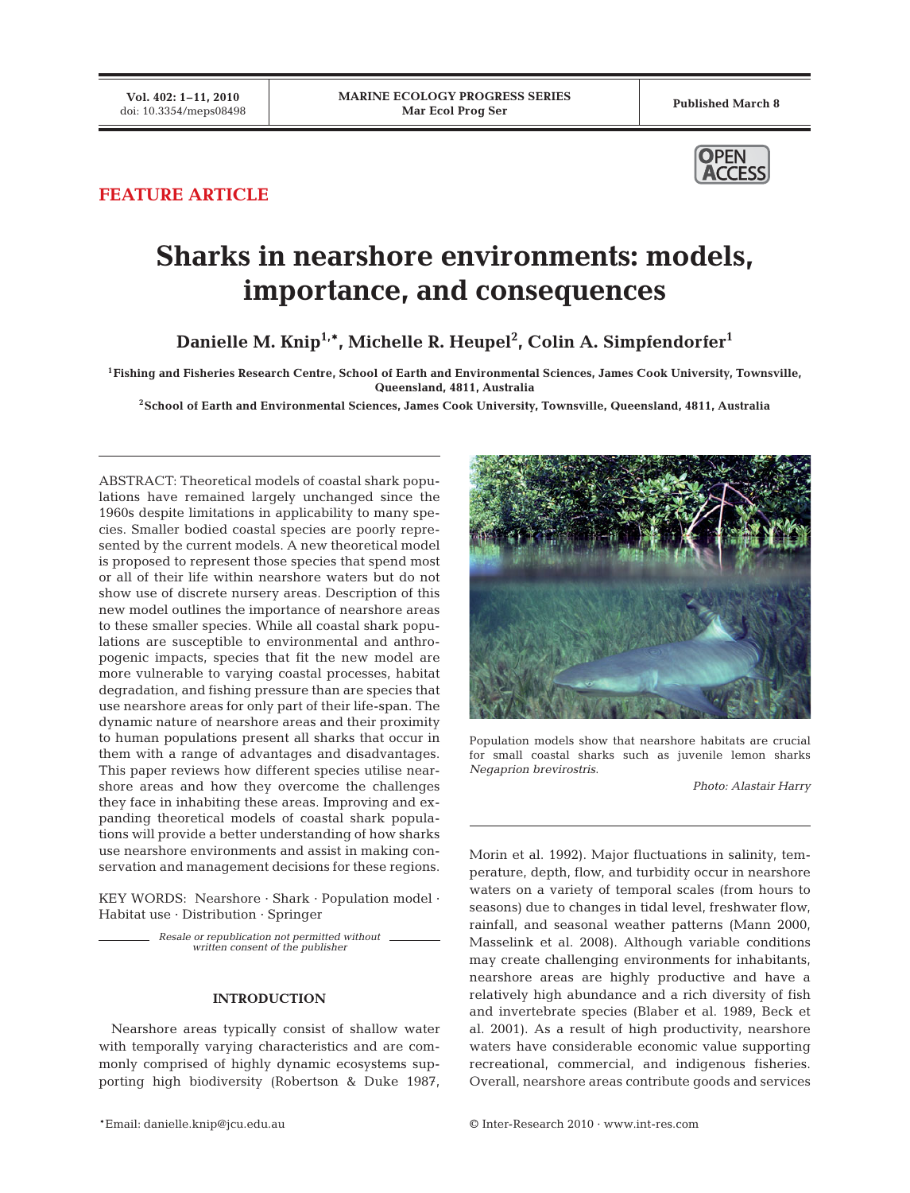FEATURE ARTICLE

# Sharks in nearshore environments: models, importance, and consequences

**Danielle M. Knip[1,*], Michelle R. Heupel[2], Colin A. Simpfendorfer[1]**

[1]Fishing and Fisheries Research Centre, School of Earth and Environmental Sciences, James Cook University, Townsville, Queensland, 4811, Australia

[2]School of Earth and Environmental Sciences, James Cook University, Townsville, Queensland, 4811, Australia

ABSTRACT: Theoretical models of coastal shark populations have remained largely unchanged since the 1960s despite limitations in applicability to many species. Smaller bodied coastal species are poorly represented by the current models. A new theoretical model is proposed to represent those species that spend most or all of their life within nearshore waters but do not show use of discrete nursery areas. Description of this new model outlines the importance of nearshore areas to these smaller species. While all coastal shark populations are susceptible to environmental and anthropogenic impacts, species that fit the new model are more vulnerable to varying coastal processes, habitat degradation, and fishing pressure than are species that use nearshore areas for only part of their life-span. The dynamic nature of nearshore areas and their proximity to human populations present all sharks that occur in them with a range of advantages and disadvantages. This paper reviews how different species utilise nearshore areas and how they overcome the challenges they face in inhabiting these areas. Improving and expanding theoretical models of coastal shark populations will provide a better understanding of how sharks use nearshore environments and assist in making conservation and management decisions for these regions.

KEY WORDS: Nearshore · Shark · Population model · Habitat use · Distribution · Springer

*Resale or republication not permitted without written consent of the publisher*

Population models show that nearshore habitats are crucial for small coastal sharks such as juvenile lemon sharks *Negaprion brevirostris*.

*Photo: Alastair Harry*

## INTRODUCTION

Nearshore areas typically consist of shallow water with temporally varying characteristics and are commonly comprised of highly dynamic ecosystems supporting high biodiversity (Robertson & Duke 1987, Morin et al. 1992). Major fluctuations in salinity, temperature, depth, flow, and turbidity occur in nearshore waters on a variety of temporal scales (from hours to seasons) due to changes in tidal level, freshwater flow, rainfall, and seasonal weather patterns (Mann 2000, Masselink et al. 2008). Although variable conditions may create challenging environments for inhabitants, nearshore areas are highly productive and have a relatively high abundance and a rich diversity of fish and invertebrate species (Blaber et al. 1989, Beck et al. 2001). As a result of high productivity, nearshore waters have considerable economic value supporting recreational, commercial, and indigenous fisheries. Overall, nearshore areas contribute goods and services

*Email: danielle.knip@jcu.edu.au

© Inter-Research 2010 · www.int-res.com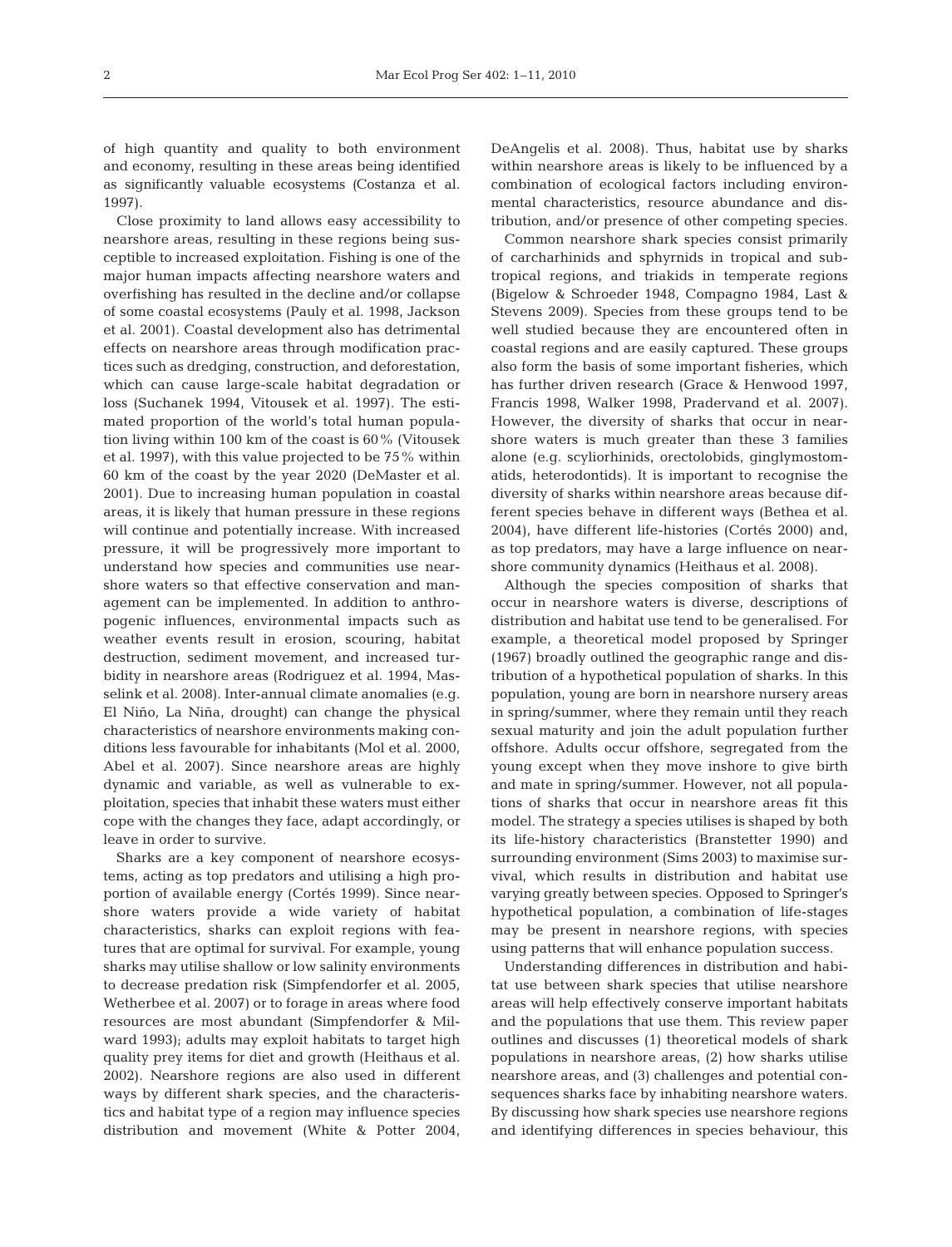of high quantity and quality to both environment and economy, resulting in these areas being identified as significantly valuable ecosystems (Costanza et al. 1997).

Close proximity to land allows easy accessibility to nearshore areas, resulting in these regions being susceptible to increased exploitation. Fishing is one of the major human impacts affecting nearshore waters and overfishing has resulted in the decline and/or collapse of some coastal ecosystems (Pauly et al. 1998, Jackson et al. 2001). Coastal development also has detrimental effects on nearshore areas through modification practices such as dredging, construction, and deforestation, which can cause large-scale habitat degradation or loss (Suchanek 1994, Vitousek et al. 1997). The estimated proportion of the world's total human population living within 100 km of the coast is 60% (Vitousek et al. 1997), with this value projected to be 75% within 60 km of the coast by the year 2020 (DeMaster et al. 2001). Due to increasing human population in coastal areas, it is likely that human pressure in these regions will continue and potentially increase. With increased pressure, it will be progressively more important to understand how species and communities use nearshore waters so that effective conservation and management can be implemented. In addition to anthropogenic influences, environmental impacts such as weather events result in erosion, scouring, habitat destruction, sediment movement, and increased turbidity in nearshore areas (Rodriguez et al. 1994, Masselink et al. 2008). Inter-annual climate anomalies (e.g. El Niño, La Niña, drought) can change the physical characteristics of nearshore environments making conditions less favourable for inhabitants (Mol et al. 2000, Abel et al. 2007). Since nearshore areas are highly dynamic and variable, as well as vulnerable to exploitation, species that inhabit these waters must either cope with the changes they face, adapt accordingly, or leave in order to survive.

Sharks are a key component of nearshore ecosystems, acting as top predators and utilising a high proportion of available energy (Cortés 1999). Since nearshore waters provide a wide variety of habitat characteristics, sharks can exploit regions with features that are optimal for survival. For example, young sharks may utilise shallow or low salinity environments to decrease predation risk (Simpfendorfer et al. 2005, Wetherbee et al. 2007) or to forage in areas where food resources are most abundant (Simpfendorfer & Milward 1993); adults may exploit habitats to target high quality prey items for diet and growth (Heithaus et al. 2002). Nearshore regions are also used in different ways by different shark species, and the characteristics and habitat type of a region may influence species distribution and movement (White & Potter 2004, DeAngelis et al. 2008). Thus, habitat use by sharks within nearshore areas is likely to be influenced by a combination of ecological factors including environmental characteristics, resource abundance and distribution, and/or presence of other competing species.

Common nearshore shark species consist primarily of carcharhinids and sphyrnids in tropical and subtropical regions, and triakids in temperate regions (Bigelow & Schroeder 1948, Compagno 1984, Last & Stevens 2009). Species from these groups tend to be well studied because they are encountered often in coastal regions and are easily captured. These groups also form the basis of some important fisheries, which has further driven research (Grace & Henwood 1997, Francis 1998, Walker 1998, Pradervand et al. 2007). However, the diversity of sharks that occur in nearshore waters is much greater than these 3 families alone (e.g. scyliorhinids, orectolobids, ginglymostomatids, heterodontids). It is important to recognise the diversity of sharks within nearshore areas because different species behave in different ways (Bethea et al. 2004), have different life-histories (Cortés 2000) and, as top predators, may have a large influence on nearshore community dynamics (Heithaus et al. 2008).

Although the species composition of sharks that occur in nearshore waters is diverse, descriptions of distribution and habitat use tend to be generalised. For example, a theoretical model proposed by Springer (1967) broadly outlined the geographic range and distribution of a hypothetical population of sharks. In this population, young are born in nearshore nursery areas in spring/summer, where they remain until they reach sexual maturity and join the adult population further offshore. Adults occur offshore, segregated from the young except when they move inshore to give birth and mate in spring/summer. However, not all populations of sharks that occur in nearshore areas fit this model. The strategy a species utilises is shaped by both its life-history characteristics (Branstetter 1990) and surrounding environment (Sims 2003) to maximise survival, which results in distribution and habitat use varying greatly between species. Opposed to Springer's hypothetical population, a combination of life-stages may be present in nearshore regions, with species using patterns that will enhance population success.

Understanding differences in distribution and habitat use between shark species that utilise nearshore areas will help effectively conserve important habitats and the populations that use them. This review paper outlines and discusses (1) theoretical models of shark populations in nearshore areas, (2) how sharks utilise nearshore areas, and (3) challenges and potential consequences sharks face by inhabiting nearshore waters. By discussing how shark species use nearshore regions and identifying differences in species behaviour, this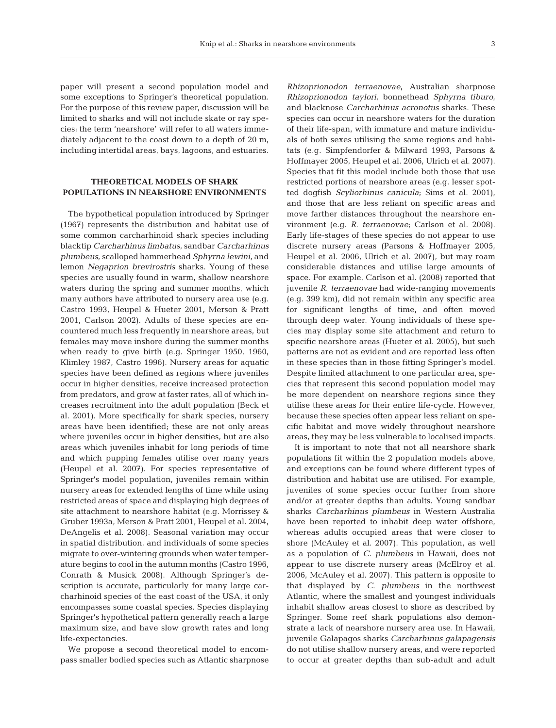paper will present a second population model and some exceptions to Springer's theoretical population. For the purpose of this review paper, discussion will be limited to sharks and will not include skate or ray species; the term 'nearshore' will refer to all waters immediately adjacent to the coast down to a depth of 20 m, including intertidal areas, bays, lagoons, and estuaries.

## THEORETICAL MODELS OF SHARK POPULATIONS IN NEARSHORE ENVIRONMENTS

The hypothetical population introduced by Springer (1967) represents the distribution and habitat use of some common carcharhinoid shark species including blacktip *Carcharhinus limbatus*, sandbar *Carcharhinus plumbeus*, scalloped hammerhead *Sphyrna lewini*, and lemon *Negaprion brevirostris* sharks. Young of these species are usually found in warm, shallow nearshore waters during the spring and summer months, which many authors have attributed to nursery area use (e.g. Castro 1993, Heupel & Hueter 2001, Merson & Pratt 2001, Carlson 2002). Adults of these species are encountered much less frequently in nearshore areas, but females may move inshore during the summer months when ready to give birth (e.g. Springer 1950, 1960, Klimley 1987, Castro 1996). Nursery areas for aquatic species have been defined as regions where juveniles occur in higher densities, receive increased protection from predators, and grow at faster rates, all of which increases recruitment into the adult population (Beck et al. 2001). More specifically for shark species, nursery areas have been identified; these are not only areas where juveniles occur in higher densities, but are also areas which juveniles inhabit for long periods of time and which pupping females utilise over many years (Heupel et al. 2007). For species representative of Springer's model population, juveniles remain within nursery areas for extended lengths of time while using restricted areas of space and displaying high degrees of site attachment to nearshore habitat (e.g. Morrissey & Gruber 1993a, Merson & Pratt 2001, Heupel et al. 2004, DeAngelis et al. 2008). Seasonal variation may occur in spatial distribution, and individuals of some species migrate to over-wintering grounds when water temperature begins to cool in the autumn months (Castro 1996, Conrath & Musick 2008). Although Springer's description is accurate, particularly for many large carcharhinoid species of the east coast of the USA, it only encompasses some coastal species. Species displaying Springer's hypothetical pattern generally reach a large maximum size, and have slow growth rates and long life-expectancies.

We propose a second theoretical model to encompass smaller bodied species such as Atlantic sharpnose *Rhizoprionodon terraenovae*, Australian sharpnose *Rhizoprionodon taylori*, bonnethead *Sphyrna tiburo*, and blacknose *Carcharhinus acronotus* sharks. These species can occur in nearshore waters for the duration of their life-span, with immature and mature individuals of both sexes utilising the same regions and habitats (e.g. Simpfendorfer & Milward 1993, Parsons & Hoffmayer 2005, Heupel et al. 2006, Ulrich et al. 2007). Species that fit this model include both those that use restricted portions of nearshore areas (e.g. lesser spotted dogfish *Scyliorhinus canicula*; Sims et al. 2001), and those that are less reliant on specific areas and move farther distances throughout the nearshore environment (e.g. *R. terraenovae*; Carlson et al. 2008). Early life-stages of these species do not appear to use discrete nursery areas (Parsons & Hoffmayer 2005, Heupel et al. 2006, Ulrich et al. 2007), but may roam considerable distances and utilise large amounts of space. For example, Carlson et al. (2008) reported that juvenile *R. terraenovae* had wide-ranging movements (e.g. 399 km), did not remain within any specific area for significant lengths of time, and often moved through deep water. Young individuals of these species may display some site attachment and return to specific nearshore areas (Hueter et al. 2005), but such patterns are not as evident and are reported less often in these species than in those fitting Springer's model. Despite limited attachment to one particular area, species that represent this second population model may be more dependent on nearshore regions since they utilise these areas for their entire life-cycle. However, because these species often appear less reliant on specific habitat and move widely throughout nearshore areas, they may be less vulnerable to localised impacts.

It is important to note that not all nearshore shark populations fit within the 2 population models above, and exceptions can be found where different types of distribution and habitat use are utilised. For example, juveniles of some species occur further from shore and/or at greater depths than adults. Young sandbar sharks *Carcharhinus plumbeus* in Western Australia have been reported to inhabit deep water offshore, whereas adults occupied areas that were closer to shore (McAuley et al. 2007). This population, as well as a population of *C. plumbeus* in Hawaii, does not appear to use discrete nursery areas (McElroy et al. 2006, McAuley et al. 2007). This pattern is opposite to that displayed by *C. plumbeus* in the northwest Atlantic, where the smallest and youngest individuals inhabit shallow areas closest to shore as described by Springer. Some reef shark populations also demonstrate a lack of nearshore nursery area use. In Hawaii, juvenile Galapagos sharks *Carcharhinus galapagensis* do not utilise shallow nursery areas, and were reported to occur at greater depths than sub-adult and adult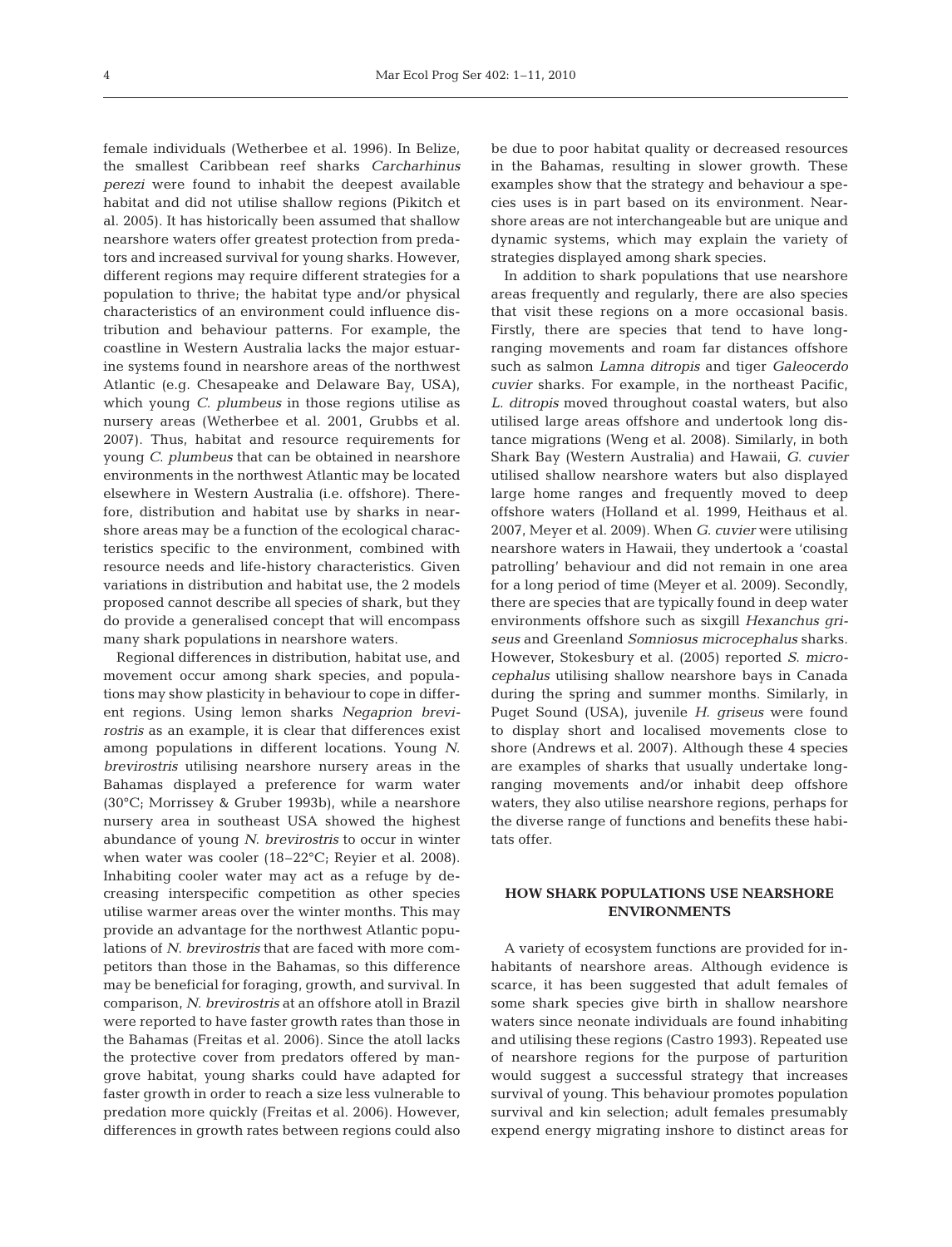female individuals (Wetherbee et al. 1996). In Belize, the smallest Caribbean reef sharks *Carcharhinus perezi* were found to inhabit the deepest available habitat and did not utilise shallow regions (Pikitch et al. 2005). It has historically been assumed that shallow nearshore waters offer greatest protection from predators and increased survival for young sharks. However, different regions may require different strategies for a population to thrive; the habitat type and/or physical characteristics of an environment could influence distribution and behaviour patterns. For example, the coastline in Western Australia lacks the major estuarine systems found in nearshore areas of the northwest Atlantic (e.g. Chesapeake and Delaware Bay, USA), which young *C. plumbeus* in those regions utilise as nursery areas (Wetherbee et al. 2001, Grubbs et al. 2007). Thus, habitat and resource requirements for young *C. plumbeus* that can be obtained in nearshore environments in the northwest Atlantic may be located elsewhere in Western Australia (i.e. offshore). Therefore, distribution and habitat use by sharks in nearshore areas may be a function of the ecological characteristics specific to the environment, combined with resource needs and life-history characteristics. Given variations in distribution and habitat use, the 2 models proposed cannot describe all species of shark, but they do provide a generalised concept that will encompass many shark populations in nearshore waters.

Regional differences in distribution, habitat use, and movement occur among shark species, and populations may show plasticity in behaviour to cope in different regions. Using lemon sharks *Negaprion brevirostris* as an example, it is clear that differences exist among populations in different locations. Young *N. brevirostris* utilising nearshore nursery areas in the Bahamas displayed a preference for warm water (30°C; Morrissey & Gruber 1993b), while a nearshore nursery area in southeast USA showed the highest abundance of young *N. brevirostris* to occur in winter when water was cooler (18–22°C; Reyier et al. 2008). Inhabiting cooler water may act as a refuge by decreasing interspecific competition as other species utilise warmer areas over the winter months. This may provide an advantage for the northwest Atlantic populations of *N. brevirostris* that are faced with more competitors than those in the Bahamas, so this difference may be beneficial for foraging, growth, and survival. In comparison, *N. brevirostris* at an offshore atoll in Brazil were reported to have faster growth rates than those in the Bahamas (Freitas et al. 2006). Since the atoll lacks the protective cover from predators offered by mangrove habitat, young sharks could have adapted for faster growth in order to reach a size less vulnerable to predation more quickly (Freitas et al. 2006). However, differences in growth rates between regions could also be due to poor habitat quality or decreased resources in the Bahamas, resulting in slower growth. These examples show that the strategy and behaviour a species uses is in part based on its environment. Nearshore areas are not interchangeable but are unique and dynamic systems, which may explain the variety of strategies displayed among shark species.

In addition to shark populations that use nearshore areas frequently and regularly, there are also species that visit these regions on a more occasional basis. Firstly, there are species that tend to have long-ranging movements and roam far distances offshore such as salmon *Lamna ditropis* and tiger *Galeocerdo cuvier* sharks. For example, in the northeast Pacific, *L. ditropis* moved throughout coastal waters, but also utilised large areas offshore and undertook long distance migrations (Weng et al. 2008). Similarly, in both Shark Bay (Western Australia) and Hawaii, *G. cuvier* utilised shallow nearshore waters but also displayed large home ranges and frequently moved to deep offshore waters (Holland et al. 1999, Heithaus et al. 2007, Meyer et al. 2009). When *G. cuvier* were utilising nearshore waters in Hawaii, they undertook a 'coastal patrolling' behaviour and did not remain in one area for a long period of time (Meyer et al. 2009). Secondly, there are species that are typically found in deep water environments offshore such as sixgill *Hexanchus griseus* and Greenland *Somniosus microcephalus* sharks. However, Stokesbury et al. (2005) reported *S. microcephalus* utilising shallow nearshore bays in Canada during the spring and summer months. Similarly, in Puget Sound (USA), juvenile *H. griseus* were found to display short and localised movements close to shore (Andrews et al. 2007). Although these 4 species are examples of sharks that usually undertake long-ranging movements and/or inhabit deep offshore waters, they also utilise nearshore regions, perhaps for the diverse range of functions and benefits these habitats offer.

## HOW SHARK POPULATIONS USE NEARSHORE ENVIRONMENTS

A variety of ecosystem functions are provided for inhabitants of nearshore areas. Although evidence is scarce, it has been suggested that adult females of some shark species give birth in shallow nearshore waters since neonate individuals are found inhabiting and utilising these regions (Castro 1993). Repeated use of nearshore regions for the purpose of parturition would suggest a successful strategy that increases survival of young. This behaviour promotes population survival and kin selection; adult females presumably expend energy migrating inshore to distinct areas for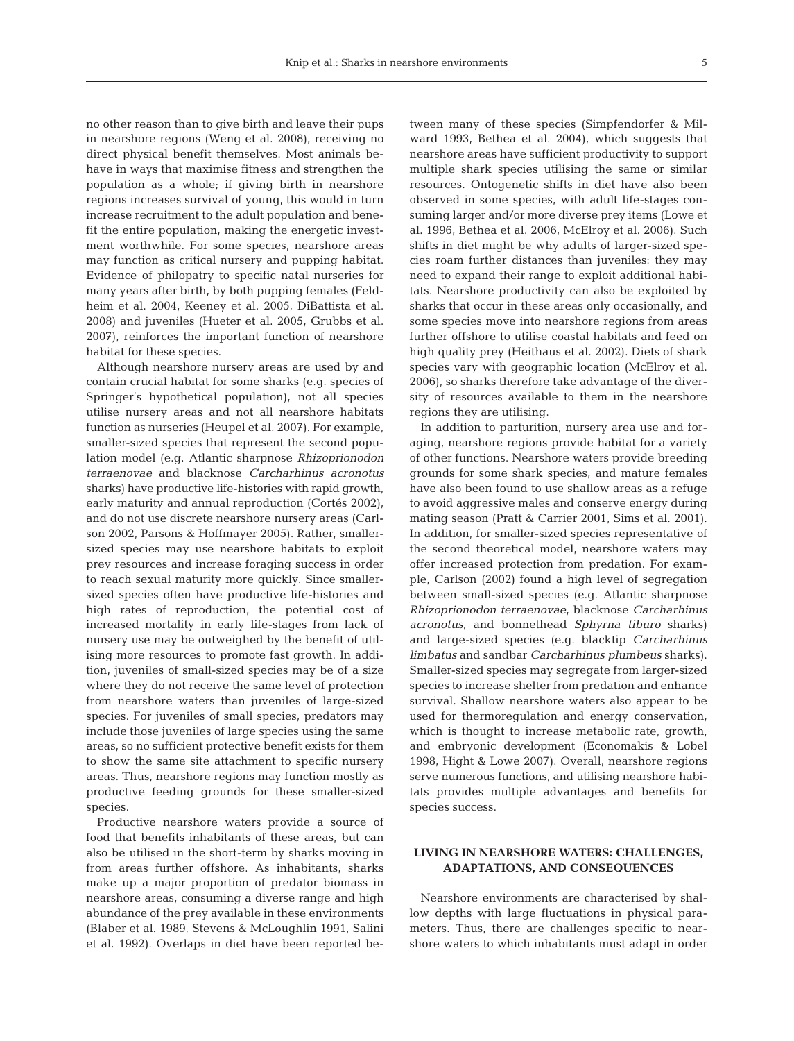no other reason than to give birth and leave their pups in nearshore regions (Weng et al. 2008), receiving no direct physical benefit themselves. Most animals behave in ways that maximise fitness and strengthen the population as a whole; if giving birth in nearshore regions increases survival of young, this would in turn increase recruitment to the adult population and benefit the entire population, making the energetic investment worthwhile. For some species, nearshore areas may function as critical nursery and pupping habitat. Evidence of philopatry to specific natal nurseries for many years after birth, by both pupping females (Feldheim et al. 2004, Keeney et al. 2005, DiBattista et al. 2008) and juveniles (Hueter et al. 2005, Grubbs et al. 2007), reinforces the important function of nearshore habitat for these species.

Although nearshore nursery areas are used by and contain crucial habitat for some sharks (e.g. species of Springer's hypothetical population), not all species utilise nursery areas and not all nearshore habitats function as nurseries (Heupel et al. 2007). For example, smaller-sized species that represent the second population model (e.g. Atlantic sharpnose *Rhizoprionodon terraenovae* and blacknose *Carcharhinus acronotus* sharks) have productive life-histories with rapid growth, early maturity and annual reproduction (Cortés 2002), and do not use discrete nearshore nursery areas (Carlson 2002, Parsons & Hoffmayer 2005). Rather, smaller-sized species may use nearshore habitats to exploit prey resources and increase foraging success in order to reach sexual maturity more quickly. Since smaller-sized species often have productive life-histories and high rates of reproduction, the potential cost of increased mortality in early life-stages from lack of nursery use may be outweighed by the benefit of utilising more resources to promote fast growth. In addition, juveniles of small-sized species may be of a size where they do not receive the same level of protection from nearshore waters than juveniles of large-sized species. For juveniles of small species, predators may include those juveniles of large species using the same areas, so no sufficient protective benefit exists for them to show the same site attachment to specific nursery areas. Thus, nearshore regions may function mostly as productive feeding grounds for these smaller-sized species.

Productive nearshore waters provide a source of food that benefits inhabitants of these areas, but can also be utilised in the short-term by sharks moving in from areas further offshore. As inhabitants, sharks make up a major proportion of predator biomass in nearshore areas, consuming a diverse range and high abundance of the prey available in these environments (Blaber et al. 1989, Stevens & McLoughlin 1991, Salini et al. 1992). Overlaps in diet have been reported between many of these species (Simpfendorfer & Milward 1993, Bethea et al. 2004), which suggests that nearshore areas have sufficient productivity to support multiple shark species utilising the same or similar resources. Ontogenetic shifts in diet have also been observed in some species, with adult life-stages consuming larger and/or more diverse prey items (Lowe et al. 1996, Bethea et al. 2006, McElroy et al. 2006). Such shifts in diet might be why adults of larger-sized species roam further distances than juveniles: they may need to expand their range to exploit additional habitats. Nearshore productivity can also be exploited by sharks that occur in these areas only occasionally, and some species move into nearshore regions from areas further offshore to utilise coastal habitats and feed on high quality prey (Heithaus et al. 2002). Diets of shark species vary with geographic location (McElroy et al. 2006), so sharks therefore take advantage of the diversity of resources available to them in the nearshore regions they are utilising.

In addition to parturition, nursery area use and foraging, nearshore regions provide habitat for a variety of other functions. Nearshore waters provide breeding grounds for some shark species, and mature females have also been found to use shallow areas as a refuge to avoid aggressive males and conserve energy during mating season (Pratt & Carrier 2001, Sims et al. 2001). In addition, for smaller-sized species representative of the second theoretical model, nearshore waters may offer increased protection from predation. For example, Carlson (2002) found a high level of segregation between small-sized species (e.g. Atlantic sharpnose *Rhizoprionodon terraenovae*, blacknose *Carcharhinus acronotus*, and bonnethead *Sphyrna tiburo* sharks) and large-sized species (e.g. blacktip *Carcharhinus limbatus* and sandbar *Carcharhinus plumbeus* sharks). Smaller-sized species may segregate from larger-sized species to increase shelter from predation and enhance survival. Shallow nearshore waters also appear to be used for thermoregulation and energy conservation, which is thought to increase metabolic rate, growth, and embryonic development (Economakis & Lobel 1998, Hight & Lowe 2007). Overall, nearshore regions serve numerous functions, and utilising nearshore habitats provides multiple advantages and benefits for species success.

## LIVING IN NEARSHORE WATERS: CHALLENGES, ADAPTATIONS, AND CONSEQUENCES

Nearshore environments are characterised by shallow depths with large fluctuations in physical parameters. Thus, there are challenges specific to nearshore waters to which inhabitants must adapt in order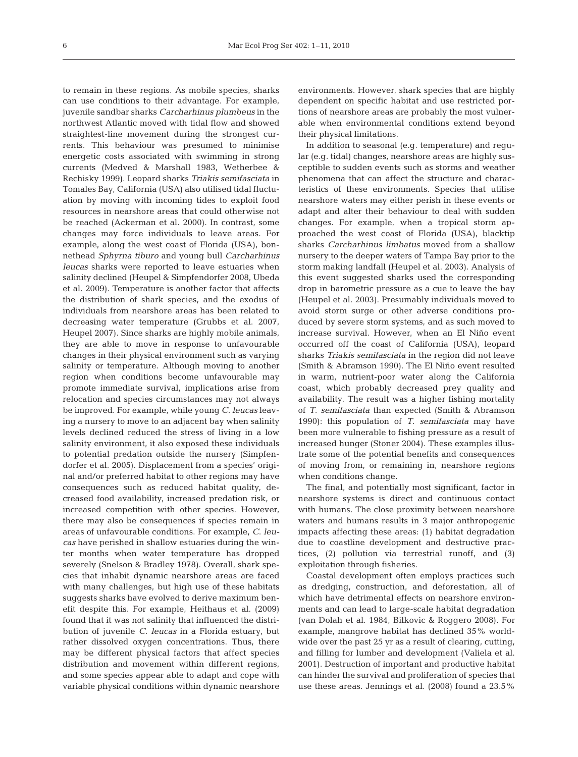to remain in these regions. As mobile species, sharks can use conditions to their advantage. For example, juvenile sandbar sharks *Carcharhinus plumbeus* in the northwest Atlantic moved with tidal flow and showed straightest-line movement during the strongest currents. This behaviour was presumed to minimise energetic costs associated with swimming in strong currents (Medved & Marshall 1983, Wetherbee & Rechisky 1999). Leopard sharks *Triakis semifasciata* in Tomales Bay, California (USA) also utilised tidal fluctuation by moving with incoming tides to exploit food resources in nearshore areas that could otherwise not be reached (Ackerman et al. 2000). In contrast, some changes may force individuals to leave areas. For example, along the west coast of Florida (USA), bonnethead *Sphyrna tiburo* and young bull *Carcharhinus leucas* sharks were reported to leave estuaries when salinity declined (Heupel & Simpfendorfer 2008, Ubeda et al. 2009). Temperature is another factor that affects the distribution of shark species, and the exodus of individuals from nearshore areas has been related to decreasing water temperature (Grubbs et al. 2007, Heupel 2007). Since sharks are highly mobile animals, they are able to move in response to unfavourable changes in their physical environment such as varying salinity or temperature. Although moving to another region when conditions become unfavourable may promote immediate survival, implications arise from relocation and species circumstances may not always be improved. For example, while young *C. leucas* leaving a nursery to move to an adjacent bay when salinity levels declined reduced the stress of living in a low salinity environment, it also exposed these individuals to potential predation outside the nursery (Simpfendorfer et al. 2005). Displacement from a species' original and/or preferred habitat to other regions may have consequences such as reduced habitat quality, decreased food availability, increased predation risk, or increased competition with other species. However, there may also be consequences if species remain in areas of unfavourable conditions. For example, *C. leucas* have perished in shallow estuaries during the winter months when water temperature has dropped severely (Snelson & Bradley 1978). Overall, shark species that inhabit dynamic nearshore areas are faced with many challenges, but high use of these habitats suggests sharks have evolved to derive maximum benefit despite this. For example, Heithaus et al. (2009) found that it was not salinity that influenced the distribution of juvenile *C. leucas* in a Florida estuary, but rather dissolved oxygen concentrations. Thus, there may be different physical factors that affect species distribution and movement within different regions, and some species appear able to adapt and cope with variable physical conditions within dynamic nearshore environments. However, shark species that are highly dependent on specific habitat and use restricted portions of nearshore areas are probably the most vulnerable when environmental conditions extend beyond their physical limitations.

In addition to seasonal (e.g. temperature) and regular (e.g. tidal) changes, nearshore areas are highly susceptible to sudden events such as storms and weather phenomena that can affect the structure and characteristics of these environments. Species that utilise nearshore waters may either perish in these events or adapt and alter their behaviour to deal with sudden changes. For example, when a tropical storm approached the west coast of Florida (USA), blacktip sharks *Carcharhinus limbatus* moved from a shallow nursery to the deeper waters of Tampa Bay prior to the storm making landfall (Heupel et al. 2003). Analysis of this event suggested sharks used the corresponding drop in barometric pressure as a cue to leave the bay (Heupel et al. 2003). Presumably individuals moved to avoid storm surge or other adverse conditions produced by severe storm systems, and as such moved to increase survival. However, when an El Niño event occurred off the coast of California (USA), leopard sharks *Triakis semifasciata* in the region did not leave (Smith & Abramson 1990). The El Niño event resulted in warm, nutrient-poor water along the California coast, which probably decreased prey quality and availability. The result was a higher fishing mortality of *T. semifasciata* than expected (Smith & Abramson 1990): this population of *T. semifasciata* may have been more vulnerable to fishing pressure as a result of increased hunger (Stoner 2004). These examples illustrate some of the potential benefits and consequences of moving from, or remaining in, nearshore regions when conditions change.

The final, and potentially most significant, factor in nearshore systems is direct and continuous contact with humans. The close proximity between nearshore waters and humans results in 3 major anthropogenic impacts affecting these areas: (1) habitat degradation due to coastline development and destructive practices, (2) pollution via terrestrial runoff, and (3) exploitation through fisheries.

Coastal development often employs practices such as dredging, construction, and deforestation, all of which have detrimental effects on nearshore environments and can lead to large-scale habitat degradation (van Dolah et al. 1984, Bilkovic & Roggero 2008). For example, mangrove habitat has declined 35% worldwide over the past 25 yr as a result of clearing, cutting, and filling for lumber and development (Valiela et al. 2001). Destruction of important and productive habitat can hinder the survival and proliferation of species that use these areas. Jennings et al. (2008) found a 23.5%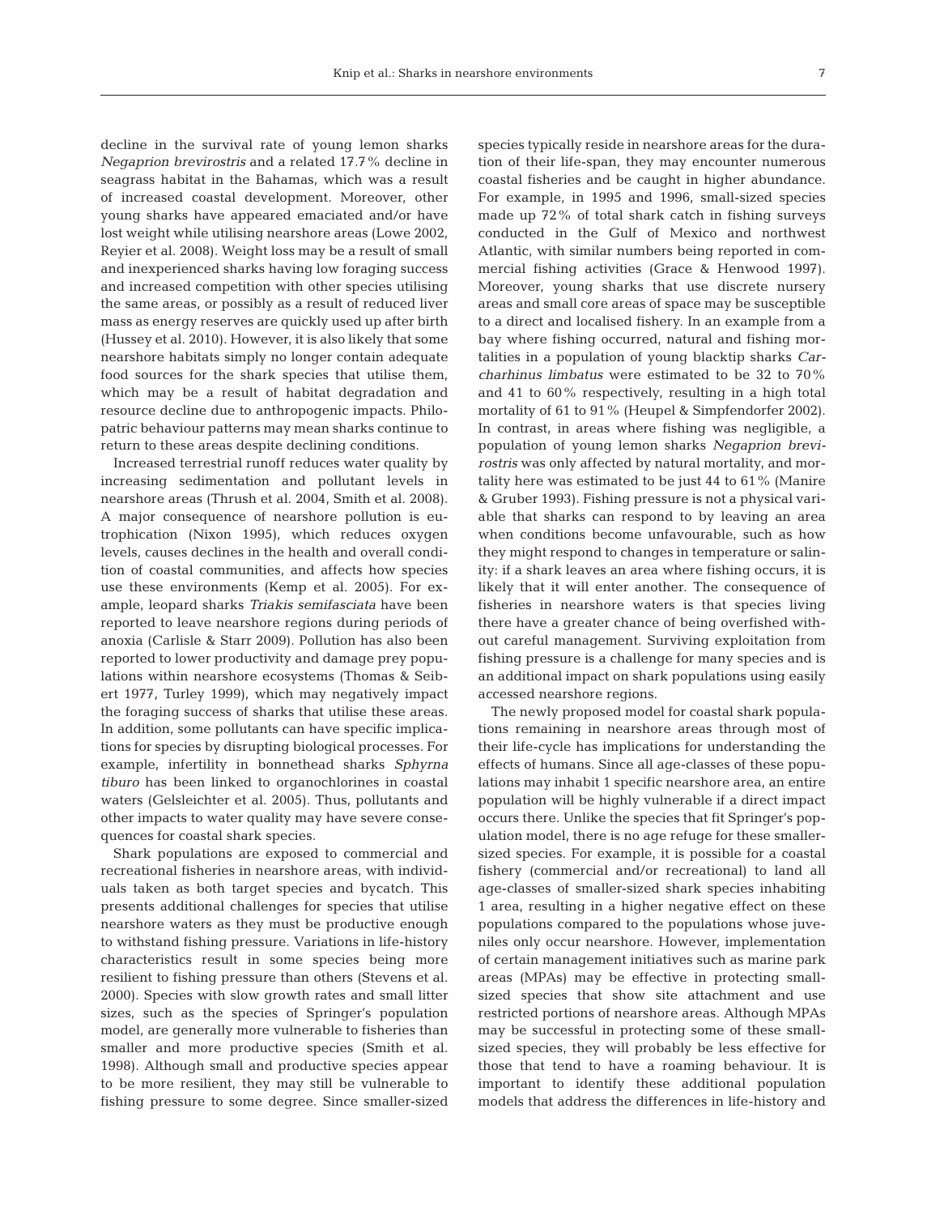decline in the survival rate of young lemon sharks *Negaprion brevirostris* and a related 17.7% decline in seagrass habitat in the Bahamas, which was a result of increased coastal development. Moreover, other young sharks have appeared emaciated and/or have lost weight while utilising nearshore areas (Lowe 2002, Reyier et al. 2008). Weight loss may be a result of small and inexperienced sharks having low foraging success and increased competition with other species utilising the same areas, or possibly as a result of reduced liver mass as energy reserves are quickly used up after birth (Hussey et al. 2010). However, it is also likely that some nearshore habitats simply no longer contain adequate food sources for the shark species that utilise them, which may be a result of habitat degradation and resource decline due to anthropogenic impacts. Philopatric behaviour patterns may mean sharks continue to return to these areas despite declining conditions.

Increased terrestrial runoff reduces water quality by increasing sedimentation and pollutant levels in nearshore areas (Thrush et al. 2004, Smith et al. 2008). A major consequence of nearshore pollution is eutrophication (Nixon 1995), which reduces oxygen levels, causes declines in the health and overall condition of coastal communities, and affects how species use these environments (Kemp et al. 2005). For example, leopard sharks *Triakis semifasciata* have been reported to leave nearshore regions during periods of anoxia (Carlisle & Starr 2009). Pollution has also been reported to lower productivity and damage prey populations within nearshore ecosystems (Thomas & Seibert 1977, Turley 1999), which may negatively impact the foraging success of sharks that utilise these areas. In addition, some pollutants can have specific implications for species by disrupting biological processes. For example, infertility in bonnethead sharks *Sphyrna tiburo* has been linked to organochlorines in coastal waters (Gelsleichter et al. 2005). Thus, pollutants and other impacts to water quality may have severe consequences for coastal shark species.

Shark populations are exposed to commercial and recreational fisheries in nearshore areas, with individuals taken as both target species and bycatch. This presents additional challenges for species that utilise nearshore waters as they must be productive enough to withstand fishing pressure. Variations in life-history characteristics result in some species being more resilient to fishing pressure than others (Stevens et al. 2000). Species with slow growth rates and small litter sizes, such as the species of Springer's population model, are generally more vulnerable to fisheries than smaller and more productive species (Smith et al. 1998). Although small and productive species appear to be more resilient, they may still be vulnerable to fishing pressure to some degree. Since smaller-sized species typically reside in nearshore areas for the duration of their life-span, they may encounter numerous coastal fisheries and be caught in higher abundance. For example, in 1995 and 1996, small-sized species made up 72% of total shark catch in fishing surveys conducted in the Gulf of Mexico and northwest Atlantic, with similar numbers being reported in commercial fishing activities (Grace & Henwood 1997). Moreover, young sharks that use discrete nursery areas and small core areas of space may be susceptible to a direct and localised fishery. In an example from a bay where fishing occurred, natural and fishing mortalities in a population of young blacktip sharks *Carcharhinus limbatus* were estimated to be 32 to 70% and 41 to 60% respectively, resulting in a high total mortality of 61 to 91% (Heupel & Simpfendorfer 2002). In contrast, in areas where fishing was negligible, a population of young lemon sharks *Negaprion brevirostris* was only affected by natural mortality, and mortality here was estimated to be just 44 to 61% (Manire & Gruber 1993). Fishing pressure is not a physical variable that sharks can respond to by leaving an area when conditions become unfavourable, such as how they might respond to changes in temperature or salinity: if a shark leaves an area where fishing occurs, it is likely that it will enter another. The consequence of fisheries in nearshore waters is that species living there have a greater chance of being overfished without careful management. Surviving exploitation from fishing pressure is a challenge for many species and is an additional impact on shark populations using easily accessed nearshore regions.

The newly proposed model for coastal shark populations remaining in nearshore areas through most of their life-cycle has implications for understanding the effects of humans. Since all age-classes of these populations may inhabit 1 specific nearshore area, an entire population will be highly vulnerable if a direct impact occurs there. Unlike the species that fit Springer's population model, there is no age refuge for these smaller-sized species. For example, it is possible for a coastal fishery (commercial and/or recreational) to land all age-classes of smaller-sized shark species inhabiting 1 area, resulting in a higher negative effect on these populations compared to the populations whose juveniles only occur nearshore. However, implementation of certain management initiatives such as marine park areas (MPAs) may be effective in protecting small-sized species that show site attachment and use restricted portions of nearshore areas. Although MPAs may be successful in protecting some of these small-sized species, they will probably be less effective for those that tend to have a roaming behaviour. It is important to identify these additional population models that address the differences in life-history and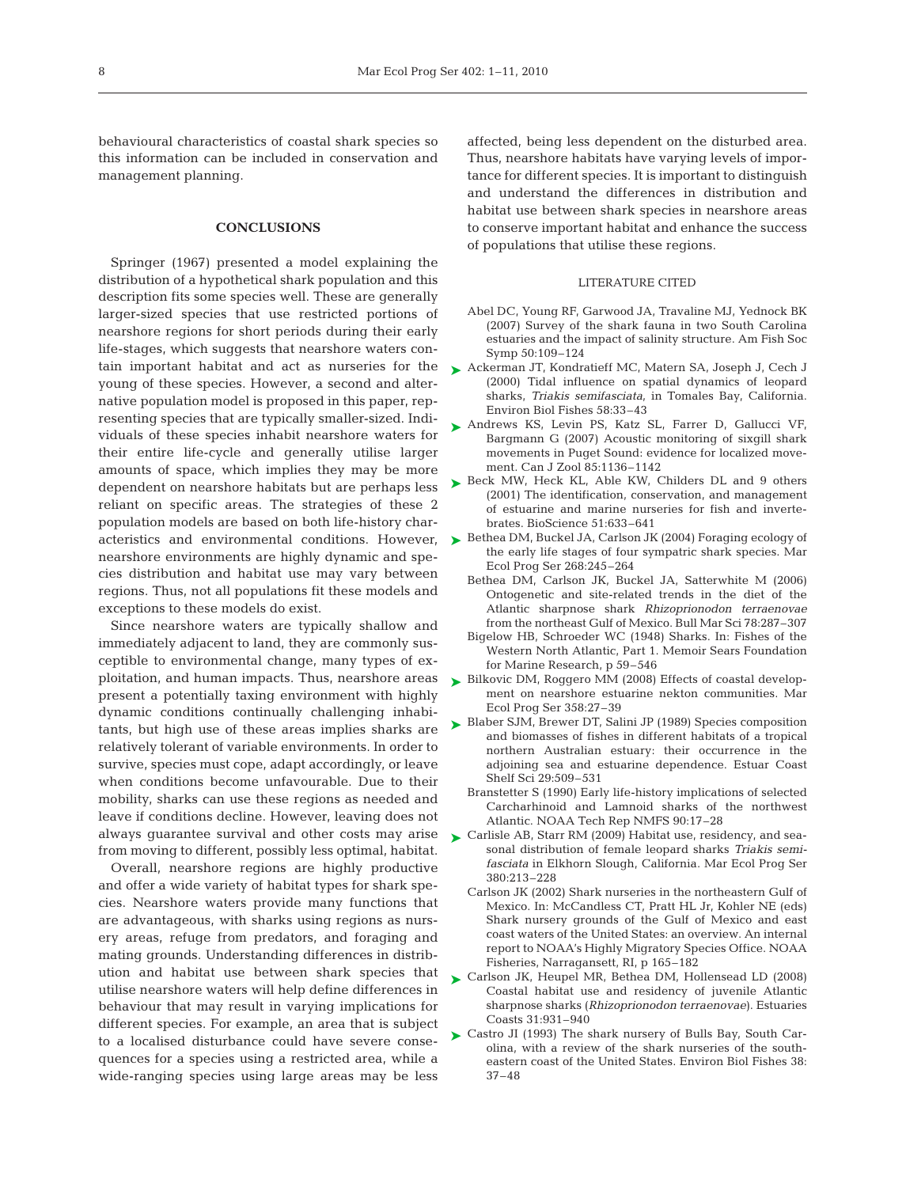behavioural characteristics of coastal shark species so this information can be included in conservation and management planning.

## CONCLUSIONS

Springer (1967) presented a model explaining the distribution of a hypothetical shark population and this description fits some species well. These are generally larger-sized species that use restricted portions of nearshore regions for short periods during their early life-stages, which suggests that nearshore waters contain important habitat and act as nurseries for the young of these species. However, a second and alternative population model is proposed in this paper, representing species that are typically smaller-sized. Individuals of these species inhabit nearshore waters for their entire life-cycle and generally utilise larger amounts of space, which implies they may be more dependent on nearshore habitats but are perhaps less reliant on specific areas. The strategies of these 2 population models are based on both life-history characteristics and environmental conditions. However, nearshore environments are highly dynamic and species distribution and habitat use may vary between regions. Thus, not all populations fit these models and exceptions to these models do exist.

Since nearshore waters are typically shallow and immediately adjacent to land, they are commonly susceptible to environmental change, many types of exploitation, and human impacts. Thus, nearshore areas present a potentially taxing environment with highly dynamic conditions continually challenging inhabitants, but high use of these areas implies sharks are relatively tolerant of variable environments. In order to survive, species must cope, adapt accordingly, or leave when conditions become unfavourable. Due to their mobility, sharks can use these regions as needed and leave if conditions decline. However, leaving does not always guarantee survival and other costs may arise from moving to different, possibly less optimal, habitat.

Overall, nearshore regions are highly productive and offer a wide variety of habitat types for shark species. Nearshore waters provide many functions that are advantageous, with sharks using regions as nursery areas, refuge from predators, and foraging and mating grounds. Understanding differences in distribution and habitat use between shark species that utilise nearshore waters will help define differences in behaviour that may result in varying implications for different species. For example, an area that is subject to a localised disturbance could have severe consequences for a species using a restricted area, while a wide-ranging species using large areas may be less affected, being less dependent on the disturbed area. Thus, nearshore habitats have varying levels of importance for different species. It is important to distinguish and understand the differences in distribution and habitat use between shark species in nearshore areas to conserve important habitat and enhance the success of populations that utilise these regions.

## LITERATURE CITED

- Abel DC, Young RF, Garwood JA, Travaline MJ, Yednock BK (2007) Survey of the shark fauna in two South Carolina estuaries and the impact of salinity structure. Am Fish Soc Symp 50:109–124
- Ackerman JT, Kondratieff MC, Matern SA, Joseph J, Cech J (2000) Tidal influence on spatial dynamics of leopard sharks, *Triakis semifasciata*, in Tomales Bay, California. Environ Biol Fishes 58:33–43
- Andrews KS, Levin PS, Katz SL, Farrer D, Gallucci VF, Bargmann G (2007) Acoustic monitoring of sixgill shark movements in Puget Sound: evidence for localized movement. Can J Zool 85:1136–1142
- Beck MW, Heck KL, Able KW, Childers DL and 9 others (2001) The identification, conservation, and management of estuarine and marine nurseries for fish and invertebrates. BioScience 51:633–641
- Bethea DM, Buckel JA, Carlson JK (2004) Foraging ecology of the early life stages of four sympatric shark species. Mar Ecol Prog Ser 268:245–264
- Bethea DM, Carlson JK, Buckel JA, Satterwhite M (2006) Ontogenetic and site-related trends in the diet of the Atlantic sharpnose shark *Rhizoprionodon terraenovae* from the northeast Gulf of Mexico. Bull Mar Sci 78:287–307
- Bigelow HB, Schroeder WC (1948) Sharks. In: Fishes of the Western North Atlantic, Part 1. Memoir Sears Foundation for Marine Research, p 59–546
- Bilkovic DM, Roggero MM (2008) Effects of coastal development on nearshore estuarine nekton communities. Mar Ecol Prog Ser 358:27–39
- Blaber SJM, Brewer DT, Salini JP (1989) Species composition and biomasses of fishes in different habitats of a tropical northern Australian estuary: their occurrence in the adjoining sea and estuarine dependence. Estuar Coast Shelf Sci 29:509–531
- Branstetter S (1990) Early life-history implications of selected Carcharhinoid and Lamnoid sharks of the northwest Atlantic. NOAA Tech Rep NMFS 90:17–28
- Carlisle AB, Starr RM (2009) Habitat use, residency, and seasonal distribution of female leopard sharks *Triakis semifasciata* in Elkhorn Slough, California. Mar Ecol Prog Ser 380:213–228
- Carlson JK (2002) Shark nurseries in the northeastern Gulf of Mexico. In: McCandless CT, Pratt HL Jr, Kohler NE (eds) Shark nursery grounds of the Gulf of Mexico and east coast waters of the United States: an overview. An internal report to NOAA's Highly Migratory Species Office. NOAA Fisheries, Narragansett, RI, p 165–182
- Carlson JK, Heupel MR, Bethea DM, Hollensead LD (2008) Coastal habitat use and residency of juvenile Atlantic sharpnose sharks (*Rhizoprionodon terraenovae*). Estuaries Coasts 31:931–940
- Castro JI (1993) The shark nursery of Bulls Bay, South Carolina, with a review of the shark nurseries of the southeastern coast of the United States. Environ Biol Fishes 38: 37–48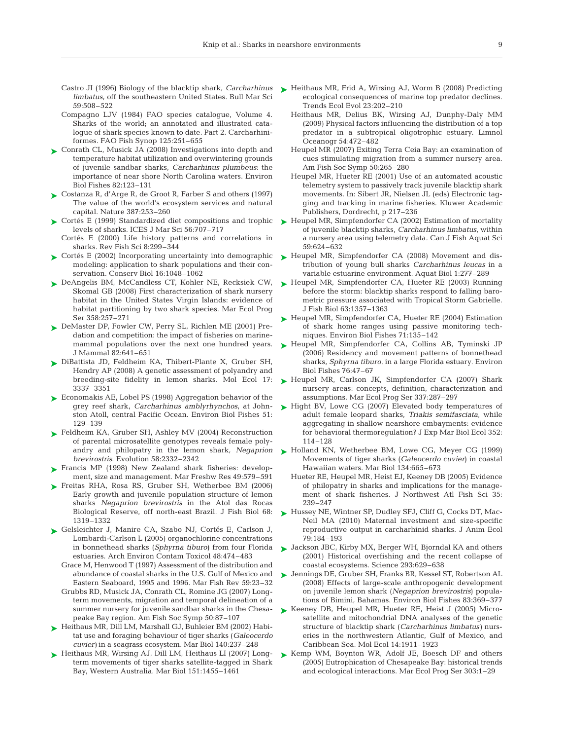Castro JI (1996) Biology of the blacktip shark, *Carcharhinus limbatus*, off the southeastern United States. Bull Mar Sci 59:508–522

Compagno LJV (1984) FAO species catalogue, Volume 4. Sharks of the world; an annotated and illustrated catalogue of shark species known to date. Part 2. Carcharhiniformes. FAO Fish Synop 125:251–655

Conrath CL, Musick JA (2008) Investigations into depth and temperature habitat utilization and overwintering grounds of juvenile sandbar sharks, *Carcharhinus plumbeus*: the importance of near shore North Carolina waters. Environ Biol Fishes 82:123–131

Costanza R, d'Arge R, de Groot R, Farber S and others (1997) The value of the world's ecosystem services and natural capital. Nature 387:253–260

Cortés E (1999) Standardized diet compositions and trophic levels of sharks. ICES J Mar Sci 56:707–717

Cortés E (2000) Life history patterns and correlations in sharks. Rev Fish Sci 8:299–344

Cortés E (2002) Incorporating uncertainty into demographic modeling: application to shark populations and their conservation. Conserv Biol 16:1048–1062

DeAngelis BM, McCandless CT, Kohler NE, Recksiek CW, Skomal GB (2008) First characterization of shark nursery habitat in the United States Virgin Islands: evidence of habitat partitioning by two shark species. Mar Ecol Prog Ser 358:257–271

DeMaster DP, Fowler CW, Perry SL, Richlen ME (2001) Predation and competition: the impact of fisheries on marine-mammal populations over the next one hundred years. J Mammal 82:641–651

DiBattista JD, Feldheim KA, Thibert-Plante X, Gruber SH, Hendry AP (2008) A genetic assessment of polyandry and breeding-site fidelity in lemon sharks. Mol Ecol 17: 3337–3351

Economakis AE, Lobel PS (1998) Aggregation behavior of the grey reef shark, *Carcharhinus amblyrhynchos*, at Johnston Atoll, central Pacific Ocean. Environ Biol Fishes 51: 129–139

Feldheim KA, Gruber SH, Ashley MV (2004) Reconstruction of parental microsatellite genotypes reveals female polyandry and philopatry in the lemon shark, *Negaprion brevirostris*. Evolution 58:2332–2342

Francis MP (1998) New Zealand shark fisheries: development, size and management. Mar Freshw Res 49:579–591

Freitas RHA, Rosa RS, Gruber SH, Wetherbee BM (2006) Early growth and juvenile population structure of lemon sharks *Negaprion brevirostris* in the Atol das Rocas Biological Reserve, off north-east Brazil. J Fish Biol 68: 1319–1332

Gelsleichter J, Manire CA, Szabo NJ, Cortés E, Carlson J, Lombardi-Carlson L (2005) organochlorine concentrations in bonnethead sharks (*Sphyrna tiburo*) from four Florida estuaries. Arch Environ Contam Toxicol 48:474–483

Grace M, Henwood T (1997) Assessment of the distribution and abundance of coastal sharks in the U.S. Gulf of Mexico and Eastern Seaboard, 1995 and 1996. Mar Fish Rev 59:23–32

Grubbs RD, Musick JA, Conrath CL, Romine JG (2007) Long-term movements, migration and temporal delineation of a summer nursery for juvenile sandbar sharks in the Chesapeake Bay region. Am Fish Soc Symp 50:87–107

Heithaus MR, Dill LM, Marshall GJ, Buhleier BM (2002) Habitat use and foraging behaviour of tiger sharks (*Galeocerdo cuvier*) in a seagrass ecosystem. Mar Biol 140:237–248

Heithaus MR, Wirsing AJ, Dill LM, Heithaus LI (2007) Long-term movements of tiger sharks satellite-tagged in Shark Bay, Western Australia. Mar Biol 151:1455–1461

Heithaus MR, Frid A, Wirsing AJ, Worm B (2008) Predicting ecological consequences of marine top predator declines. Trends Ecol Evol 23:202–210

Heithaus MR, Delius BK, Wirsing AJ, Dunphy-Daly MM (2009) Physical factors influencing the distribution of a top predator in a subtropical oligotrophic estuary. Limnol Oceanogr 54:472–482

Heupel MR (2007) Exiting Terra Ceia Bay: an examination of cues stimulating migration from a summer nursery area. Am Fish Soc Symp 50:265–280

Heupel MR, Hueter RE (2001) Use of an automated acoustic telemetry system to passively track juvenile blacktip shark movements. In: Sibert JR, Nielsen JL (eds) Electronic tagging and tracking in marine fisheries. Kluwer Academic Publishers, Dordrecht, p 217–236

Heupel MR, Simpfendorfer CA (2002) Estimation of mortality of juvenile blacktip sharks, *Carcharhinus limbatus*, within a nursery area using telemetry data. Can J Fish Aquat Sci 59:624–632

Heupel MR, Simpfendorfer CA (2008) Movement and distribution of young bull sharks *Carcharhinus leucas* in a variable estuarine environment. Aquat Biol 1:277–289

Heupel MR, Simpfendorfer CA, Hueter RE (2003) Running before the storm: blacktip sharks respond to falling barometric pressure associated with Tropical Storm Gabrielle. J Fish Biol 63:1357–1363

Heupel MR, Simpfendorfer CA, Hueter RE (2004) Estimation of shark home ranges using passive monitoring techniques. Environ Biol Fishes 71:135–142

Heupel MR, Simpfendorfer CA, Collins AB, Tyminski JP (2006) Residency and movement patterns of bonnethead sharks, *Sphyrna tiburo*, in a large Florida estuary. Environ Biol Fishes 76:47–67

Heupel MR, Carlson JK, Simpfendorfer CA (2007) Shark nursery areas: concepts, definition, characterization and assumptions. Mar Ecol Prog Ser 337:287–297

Hight BV, Lowe CG (2007) Elevated body temperatures of adult female leopard sharks, *Triakis semifasciata*, while aggregating in shallow nearshore embayments: evidence for behavioral thermoregulation? J Exp Mar Biol Ecol 352: 114–128

Holland KN, Wetherbee BM, Lowe CG, Meyer CG (1999) Movements of tiger sharks (*Galeocerdo cuvier*) in coastal Hawaiian waters. Mar Biol 134:665–673

Hueter RE, Heupel MR, Heist EJ, Keeney DB (2005) Evidence of philopatry in sharks and implications for the management of shark fisheries. J Northwest Atl Fish Sci 35: 239–247

Hussey NE, Wintner SP, Dudley SFJ, Cliff G, Cocks DT, MacNeil MA (2010) Maternal investment and size-specific reproductive output in carcharhinid sharks. J Anim Ecol 79:184–193

Jackson JBC, Kirby MX, Berger WH, Bjorndal KA and others (2001) Historical overfishing and the recent collapse of coastal ecosystems. Science 293:629–638

Jennings DE, Gruber SH, Franks BR, Kessel ST, Robertson AL (2008) Effects of large-scale anthropogenic development on juvenile lemon shark (*Negaprion brevirostris*) populations of Bimini, Bahamas. Environ Biol Fishes 83:369–377

Keeney DB, Heupel MR, Hueter RE, Heist J (2005) Microsatellite and mitochondrial DNA analyses of the genetic structure of blacktip shark (*Carcharhinus limbatus*) nurseries in the northwestern Atlantic, Gulf of Mexico, and Caribbean Sea. Mol Ecol 14:1911–1923

Kemp WM, Boynton WR, Adolf JE, Boesch DF and others (2005) Eutrophication of Chesapeake Bay: historical trends and ecological interactions. Mar Ecol Prog Ser 303:1–29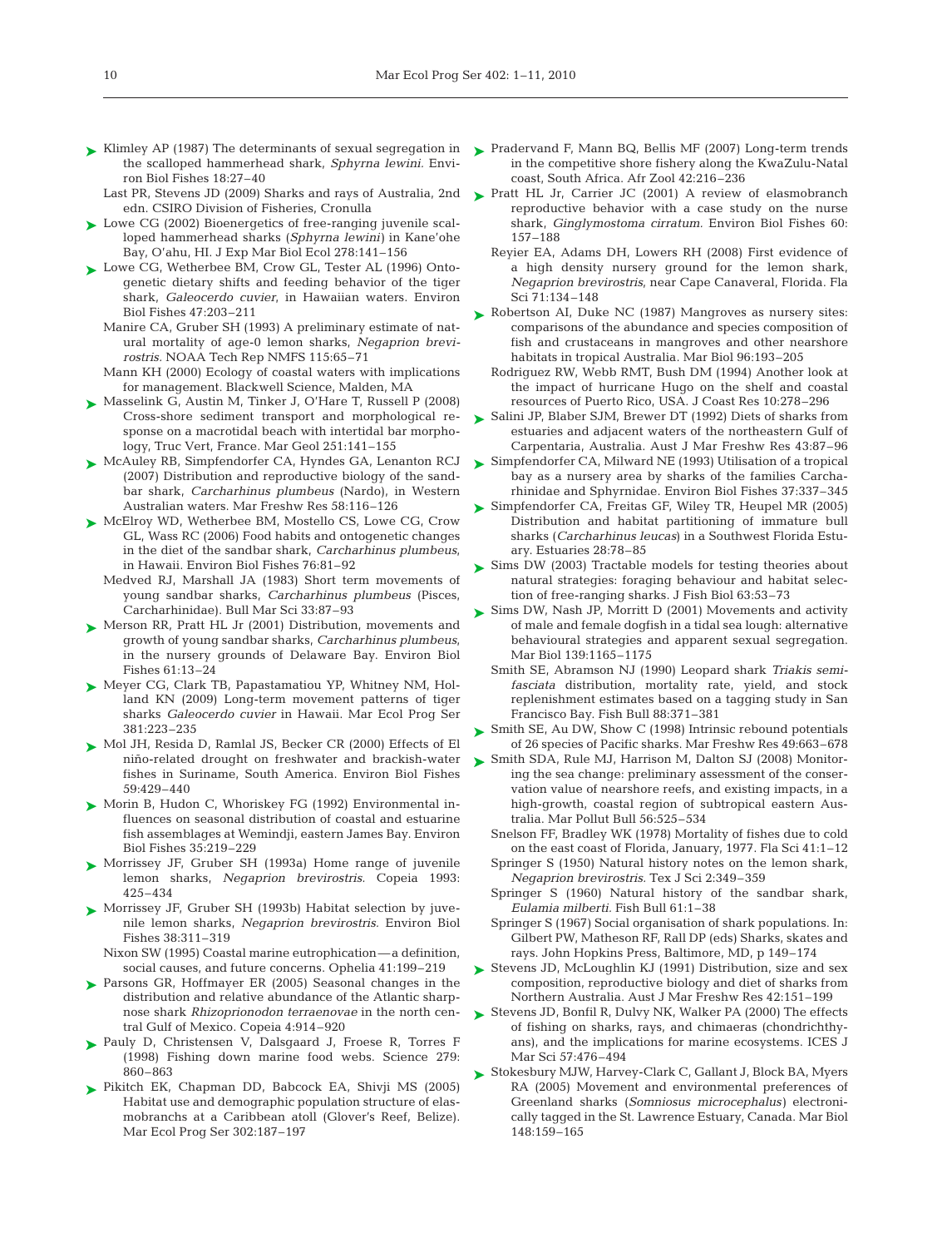Klimley AP (1987) The determinants of sexual segregation in the scalloped hammerhead shark, *Sphyrna lewini.* Environ Biol Fishes 18:27–40

Last PR, Stevens JD (2009) Sharks and rays of Australia, 2nd edn. CSIRO Division of Fisheries, Cronulla

Lowe CG (2002) Bioenergetics of free-ranging juvenile scalloped hammerhead sharks (*Sphyrna lewini*) in Kane'ohe Bay, O'ahu, HI. J Exp Mar Biol Ecol 278:141–156

Lowe CG, Wetherbee BM, Crow GL, Tester AL (1996) Ontogenetic dietary shifts and feeding behavior of the tiger shark, *Galeocerdo cuvier*, in Hawaiian waters. Environ Biol Fishes 47:203–211

Manire CA, Gruber SH (1993) A preliminary estimate of natural mortality of age-0 lemon sharks, *Negaprion brevirostris.* NOAA Tech Rep NMFS 115:65–71

Mann KH (2000) Ecology of coastal waters with implications for management. Blackwell Science, Malden, MA

Masselink G, Austin M, Tinker J, O'Hare T, Russell P (2008) Cross-shore sediment transport and morphological response on a macrotidal beach with intertidal bar morphology, Truc Vert, France. Mar Geol 251:141–155

McAuley RB, Simpfendorfer CA, Hyndes GA, Lenanton RCJ (2007) Distribution and reproductive biology of the sandbar shark, *Carcharhinus plumbeus* (Nardo), in Western Australian waters. Mar Freshw Res 58:116–126

McElroy WD, Wetherbee BM, Mostello CS, Lowe CG, Crow GL, Wass RC (2006) Food habits and ontogenetic changes in the diet of the sandbar shark, *Carcharhinus plumbeus*, in Hawaii. Environ Biol Fishes 76:81–92

Medved RJ, Marshall JA (1983) Short term movements of young sandbar sharks, *Carcharhinus plumbeus* (Pisces, Carcharhinidae). Bull Mar Sci 33:87–93

Merson RR, Pratt HL Jr (2001) Distribution, movements and growth of young sandbar sharks, *Carcharhinus plumbeus*, in the nursery grounds of Delaware Bay. Environ Biol Fishes 61:13–24

Meyer CG, Clark TB, Papastamatiou YP, Whitney NM, Holland KN (2009) Long-term movement patterns of tiger sharks *Galeocerdo cuvier* in Hawaii. Mar Ecol Prog Ser 381:223–235

Mol JH, Resida D, Ramlal JS, Becker CR (2000) Effects of El niño-related drought on freshwater and brackish-water fishes in Suriname, South America. Environ Biol Fishes 59:429–440

Morin B, Hudon C, Whoriskey FG (1992) Environmental influences on seasonal distribution of coastal and estuarine fish assemblages at Wemindji, eastern James Bay. Environ Biol Fishes 35:219–229

Morrissey JF, Gruber SH (1993a) Home range of juvenile lemon sharks, *Negaprion brevirostris.* Copeia 1993: 425–434

Morrissey JF, Gruber SH (1993b) Habitat selection by juvenile lemon sharks, *Negaprion brevirostris.* Environ Biol Fishes 38:311–319

Nixon SW (1995) Coastal marine eutrophication — a definition, social causes, and future concerns. Ophelia 41:199–219

Parsons GR, Hoffmayer ER (2005) Seasonal changes in the distribution and relative abundance of the Atlantic sharpnose shark *Rhizoprionodon terraenovae* in the north central Gulf of Mexico. Copeia 4:914–920

Pauly D, Christensen V, Dalsgaard J, Froese R, Torres F (1998) Fishing down marine food webs. Science 279: 860–863

Pikitch EK, Chapman DD, Babcock EA, Shivji MS (2005) Habitat use and demographic population structure of elasmobranchs at a Caribbean atoll (Glover's Reef, Belize). Mar Ecol Prog Ser 302:187–197

Pradervand F, Mann BQ, Bellis MF (2007) Long-term trends in the competitive shore fishery along the KwaZulu-Natal coast, South Africa. Afr Zool 42:216–236

Pratt HL Jr, Carrier JC (2001) A review of elasmobranch reproductive behavior with a case study on the nurse shark, *Ginglymostoma cirratum.* Environ Biol Fishes 60: 157–188

Reyier EA, Adams DH, Lowers RH (2008) First evidence of a high density nursery ground for the lemon shark, *Negaprion brevirostris*, near Cape Canaveral, Florida. Fla Sci 71:134–148

Robertson AI, Duke NC (1987) Mangroves as nursery sites: comparisons of the abundance and species composition of fish and crustaceans in mangroves and other nearshore habitats in tropical Australia. Mar Biol 96:193–205

Rodriguez RW, Webb RMT, Bush DM (1994) Another look at the impact of hurricane Hugo on the shelf and coastal resources of Puerto Rico, USA. J Coast Res 10:278–296

Salini JP, Blaber SJM, Brewer DT (1992) Diets of sharks from estuaries and adjacent waters of the northeastern Gulf of Carpentaria, Australia. Aust J Mar Freshw Res 43:87–96

Simpfendorfer CA, Milward NE (1993) Utilisation of a tropical bay as a nursery area by sharks of the families Carcharhinidae and Sphyrnidae. Environ Biol Fishes 37:337–345

Simpfendorfer CA, Freitas GF, Wiley TR, Heupel MR (2005) Distribution and habitat partitioning of immature bull sharks (*Carcharhinus leucas*) in a Southwest Florida Estuary. Estuaries 28:78–85

Sims DW (2003) Tractable models for testing theories about natural strategies: foraging behaviour and habitat selection of free-ranging sharks. J Fish Biol 63:53–73

Sims DW, Nash JP, Morritt D (2001) Movements and activity of male and female dogfish in a tidal sea lough: alternative behavioural strategies and apparent sexual segregation. Mar Biol 139:1165–1175

Smith SE, Abramson NJ (1990) Leopard shark *Triakis semifasciata* distribution, mortality rate, yield, and stock replenishment estimates based on a tagging study in San Francisco Bay. Fish Bull 88:371–381

Smith SE, Au DW, Show C (1998) Intrinsic rebound potentials of 26 species of Pacific sharks. Mar Freshw Res 49:663–678

Smith SDA, Rule MJ, Harrison M, Dalton SJ (2008) Monitoring the sea change: preliminary assessment of the conservation value of nearshore reefs, and existing impacts, in a high-growth, coastal region of subtropical eastern Australia. Mar Pollut Bull 56:525–534

Snelson FF, Bradley WK (1978) Mortality of fishes due to cold on the east coast of Florida, January, 1977. Fla Sci 41:1–12

Springer S (1950) Natural history notes on the lemon shark, *Negaprion brevirostris.* Tex J Sci 2:349–359

Springer S (1960) Natural history of the sandbar shark, *Eulamia milberti.* Fish Bull 61:1–38

Springer S (1967) Social organisation of shark populations. In: Gilbert PW, Matheson RF, Rall DP (eds) Sharks, skates and rays. John Hopkins Press, Baltimore, MD, p 149–174

Stevens JD, McLoughlin KJ (1991) Distribution, size and sex composition, reproductive biology and diet of sharks from Northern Australia. Aust J Mar Freshw Res 42:151–199

Stevens JD, Bonfil R, Dulvy NK, Walker PA (2000) The effects of fishing on sharks, rays, and chimaeras (chondrichthyans), and the implications for marine ecosystems. ICES J Mar Sci 57:476–494

Stokesbury MJW, Harvey-Clark C, Gallant J, Block BA, Myers RA (2005) Movement and environmental preferences of Greenland sharks (*Somniosus microcephalus*) electronically tagged in the St. Lawrence Estuary, Canada. Mar Biol 148:159–165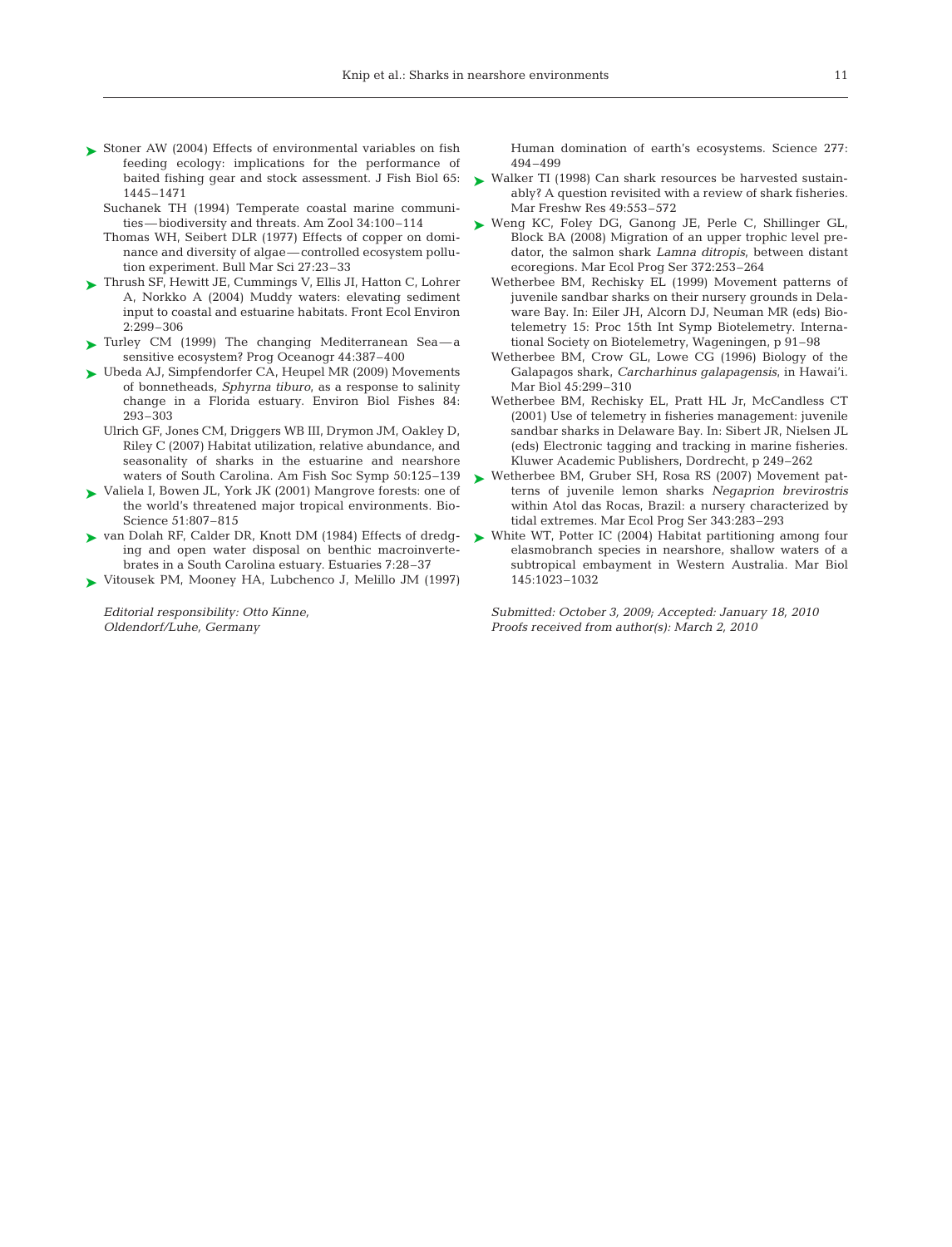Stoner AW (2004) Effects of environmental variables on fish feeding ecology: implications for the performance of baited fishing gear and stock assessment. J Fish Biol 65: 1445–1471

Suchanek TH (1994) Temperate coastal marine communities—biodiversity and threats. Am Zool 34:100–114

Thomas WH, Seibert DLR (1977) Effects of copper on dominance and diversity of algae—controlled ecosystem pollution experiment. Bull Mar Sci 27:23–33

Thrush SF, Hewitt JE, Cummings V, Ellis JI, Hatton C, Lohrer A, Norkko A (2004) Muddy waters: elevating sediment input to coastal and estuarine habitats. Front Ecol Environ 2:299–306

Turley CM (1999) The changing Mediterranean Sea—a sensitive ecosystem? Prog Oceanogr 44:387–400

Ubeda AJ, Simpfendorfer CA, Heupel MR (2009) Movements of bonnetheads, *Sphyrna tiburo*, as a response to salinity change in a Florida estuary. Environ Biol Fishes 84: 293–303

Ulrich GF, Jones CM, Driggers WB III, Drymon JM, Oakley D, Riley C (2007) Habitat utilization, relative abundance, and seasonality of sharks in the estuarine and nearshore waters of South Carolina. Am Fish Soc Symp 50:125–139

Valiela I, Bowen JL, York JK (2001) Mangrove forests: one of the world's threatened major tropical environments. BioScience 51:807–815

van Dolah RF, Calder DR, Knott DM (1984) Effects of dredging and open water disposal on benthic macroinvertebrates in a South Carolina estuary. Estuaries 7:28–37

Vitousek PM, Mooney HA, Lubchenco J, Melillo JM (1997) Human domination of earth's ecosystems. Science 277: 494–499

Walker TI (1998) Can shark resources be harvested sustainably? A question revisited with a review of shark fisheries. Mar Freshw Res 49:553–572

Weng KC, Foley DG, Ganong JE, Perle C, Shillinger GL, Block BA (2008) Migration of an upper trophic level predator, the salmon shark *Lamna ditropis*, between distant ecoregions. Mar Ecol Prog Ser 372:253–264

Wetherbee BM, Rechisky EL (1999) Movement patterns of juvenile sandbar sharks on their nursery grounds in Delaware Bay. In: Eiler JH, Alcorn DJ, Neuman MR (eds) Biotelemetry 15: Proc 15th Int Symp Biotelemetry. International Society on Biotelemetry, Wageningen, p 91–98

Wetherbee BM, Crow GL, Lowe CG (1996) Biology of the Galapagos shark, *Carcharhinus galapagensis*, in Hawai'i. Mar Biol 45:299–310

Wetherbee BM, Rechisky EL, Pratt HL Jr, McCandless CT (2001) Use of telemetry in fisheries management: juvenile sandbar sharks in Delaware Bay. In: Sibert JR, Nielsen JL (eds) Electronic tagging and tracking in marine fisheries. Kluwer Academic Publishers, Dordrecht, p 249–262

Wetherbee BM, Gruber SH, Rosa RS (2007) Movement patterns of juvenile lemon sharks *Negaprion brevirostris* within Atol das Rocas, Brazil: a nursery characterized by tidal extremes. Mar Ecol Prog Ser 343:283–293

White WT, Potter IC (2004) Habitat partitioning among four elasmobranch species in nearshore, shallow waters of a subtropical embayment in Western Australia. Mar Biol 145:1023–1032

*Editorial responsibility: Otto Kinne, Oldendorf/Luhe, Germany*

*Submitted: October 3, 2009; Accepted: January 18, 2010*
*Proofs received from author(s): March 2, 2010*